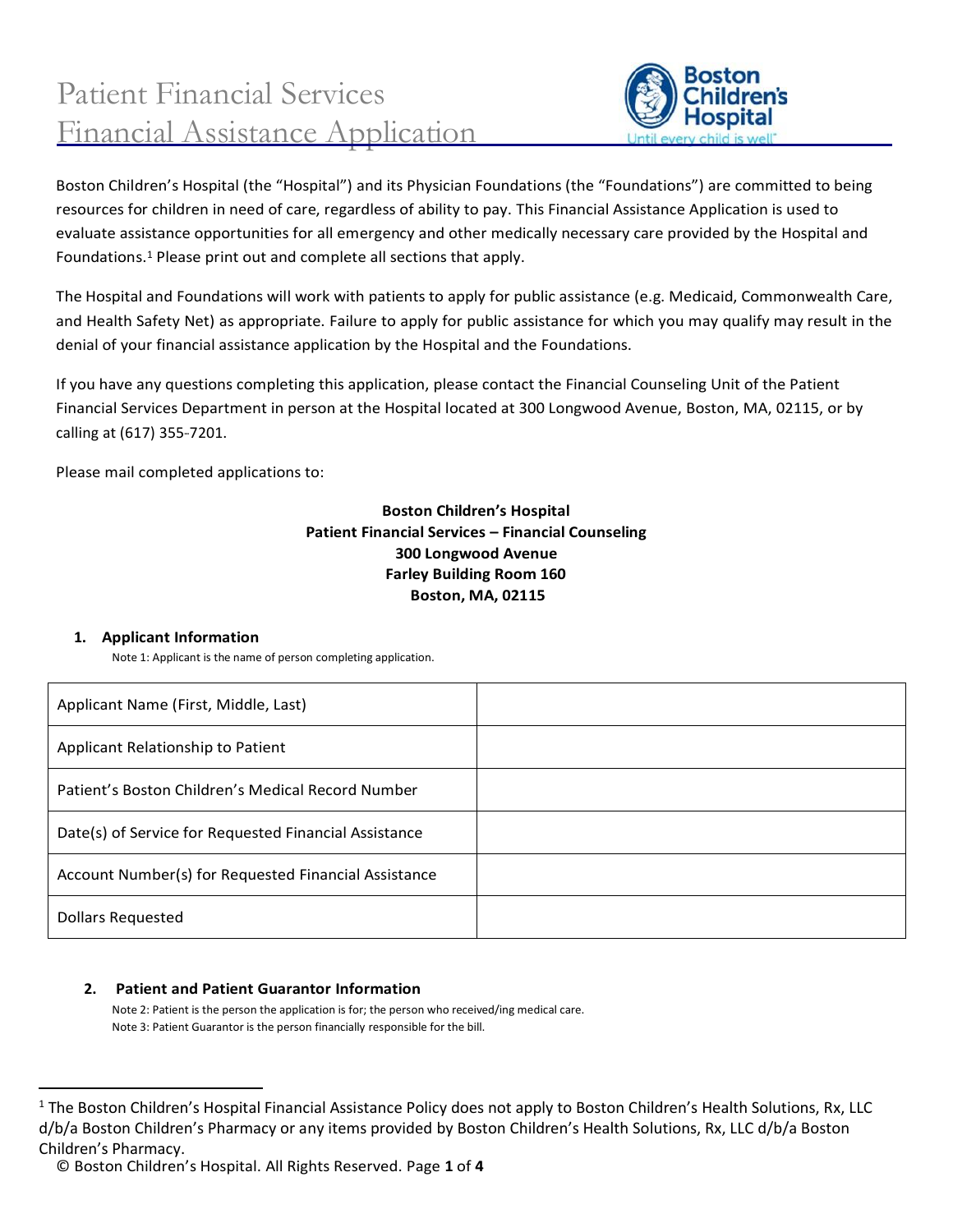# Patient Financial Services
# Financial Assistance Application

Boston Children's Hospital (the "Hospital") and its Physician Foundations (the "Foundations") are committed to being resources for children in need of care, regardless of ability to pay. This Financial Assistance Application is used to evaluate assistance opportunities for all emergency and other medically necessary care provided by the Hospital and Foundations.[1] Please print out and complete all sections that apply.

The Hospital and Foundations will work with patients to apply for public assistance (e.g. Medicaid, Commonwealth Care, and Health Safety Net) as appropriate. Failure to apply for public assistance for which you may qualify may result in the denial of your financial assistance application by the Hospital and the Foundations.

If you have any questions completing this application, please contact the Financial Counseling Unit of the Patient Financial Services Department in person at the Hospital located at 300 Longwood Avenue, Boston, MA, 02115, or by calling at (617) 355-7201.

Please mail completed applications to:

**Boston Children's Hospital**
**Patient Financial Services – Financial Counseling**
**300 Longwood Avenue**
**Farley Building Room 160**
**Boston, MA, 02115**

## 1. Applicant Information

Note 1: Applicant is the name of person completing application.

| | |
|---|---|
| Applicant Name (First, Middle, Last) | |
| Applicant Relationship to Patient | |
| Patient's Boston Children's Medical Record Number | |
| Date(s) of Service for Requested Financial Assistance | |
| Account Number(s) for Requested Financial Assistance | |
| Dollars Requested | |

## 2. Patient and Patient Guarantor Information

Note 2: Patient is the person the application is for; the person who received/ing medical care.
Note 3: Patient Guarantor is the person financially responsible for the bill.

[1] The Boston Children's Hospital Financial Assistance Policy does not apply to Boston Children's Health Solutions, Rx, LLC d/b/a Boston Children's Pharmacy or any items provided by Boston Children's Health Solutions, Rx, LLC d/b/a Boston Children's Pharmacy.

© Boston Children's Hospital. All Rights Reserved.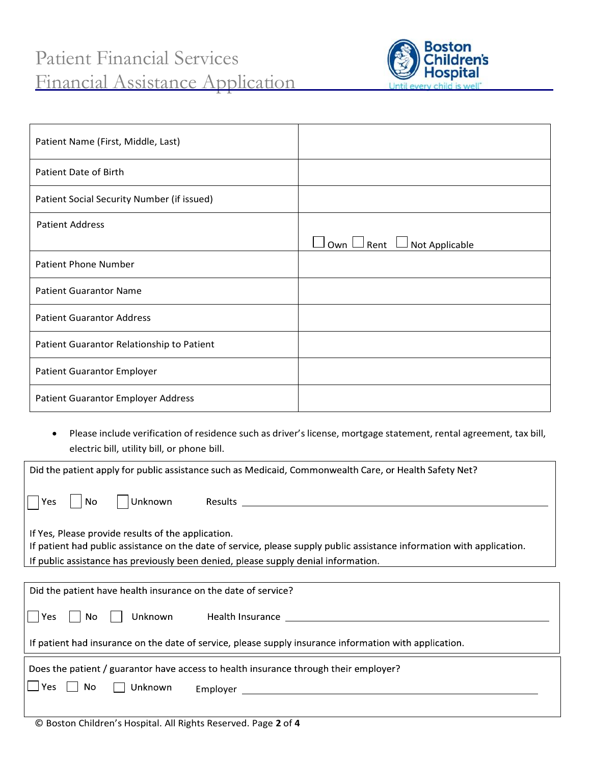# Patient Financial Services
## Financial Assistance Application

| | |
|---|---|
| Patient Name (First, Middle, Last) | |
| Patient Date of Birth | |
| Patient Social Security Number (if issued) | |
| Patient Address | ☐ Own ☐ Rent ☐ Not Applicable |
| Patient Phone Number | |
| Patient Guarantor Name | |
| Patient Guarantor Address | |
| Patient Guarantor Relationship to Patient | |
| Patient Guarantor Employer | |
| Patient Guarantor Employer Address | |

- Please include verification of residence such as driver's license, mortgage statement, rental agreement, tax bill, electric bill, utility bill, or phone bill.

Did the patient apply for public assistance such as Medicaid, Commonwealth Care, or Health Safety Net?

☐ Yes ☐ No ☐ Unknown Results ______________________________

If Yes, Please provide results of the application.
If patient had public assistance on the date of service, please supply public assistance information with application.
If public assistance has previously been denied, please supply denial information.

Did the patient have health insurance on the date of service?

☐ Yes ☐ No ☐ Unknown Health Insurance ______________________________

If patient had insurance on the date of service, please supply insurance information with application.

Does the patient / guarantor have access to health insurance through their employer?

☐ Yes ☐ No ☐ Unknown Employer ______________________________

© Boston Children's Hospital. All Rights Reserved.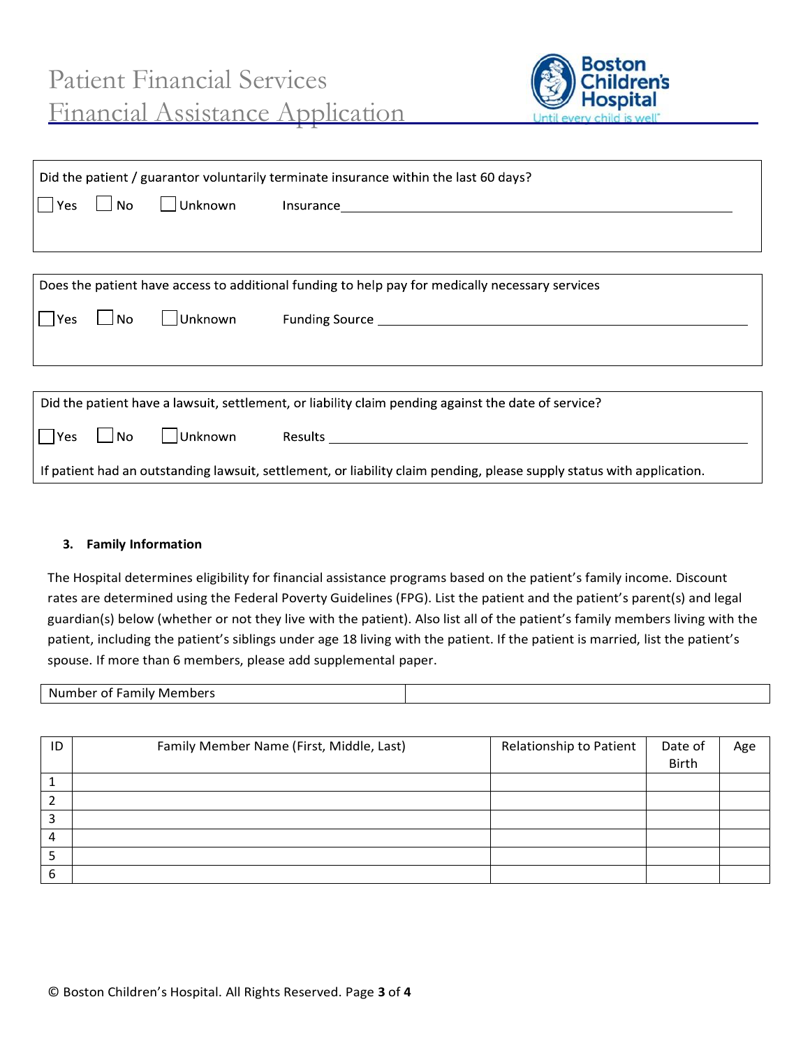Did the patient / guarantor voluntarily terminate insurance within the last 60 days?

☐ Yes ☐ No ☐ Unknown Insurance ____________________________________________

Does the patient have access to additional funding to help pay for medically necessary services

☐ Yes ☐ No ☐ Unknown Funding Source ____________________________________________

Did the patient have a lawsuit, settlement, or liability claim pending against the date of service?

☐ Yes ☐ No ☐ Unknown Results ____________________________________________

If patient had an outstanding lawsuit, settlement, or liability claim pending, please supply status with application.

### 3. Family Information

The Hospital determines eligibility for financial assistance programs based on the patient's family income. Discount rates are determined using the Federal Poverty Guidelines (FPG). List the patient and the patient's parent(s) and legal guardian(s) below (whether or not they live with the patient). Also list all of the patient's family members living with the patient, including the patient's siblings under age 18 living with the patient. If the patient is married, list the patient's spouse. If more than 6 members, please add supplemental paper.

| Number of Family Members | |
|---|---|

| ID | Family Member Name (First, Middle, Last) | Relationship to Patient | Date of Birth | Age |
|---|---|---|---|---|
| 1 | | | | |
| 2 | | | | |
| 3 | | | | |
| 4 | | | | |
| 5 | | | | |
| 6 | | | | |

© Boston Children's Hospital. All Rights Reserved.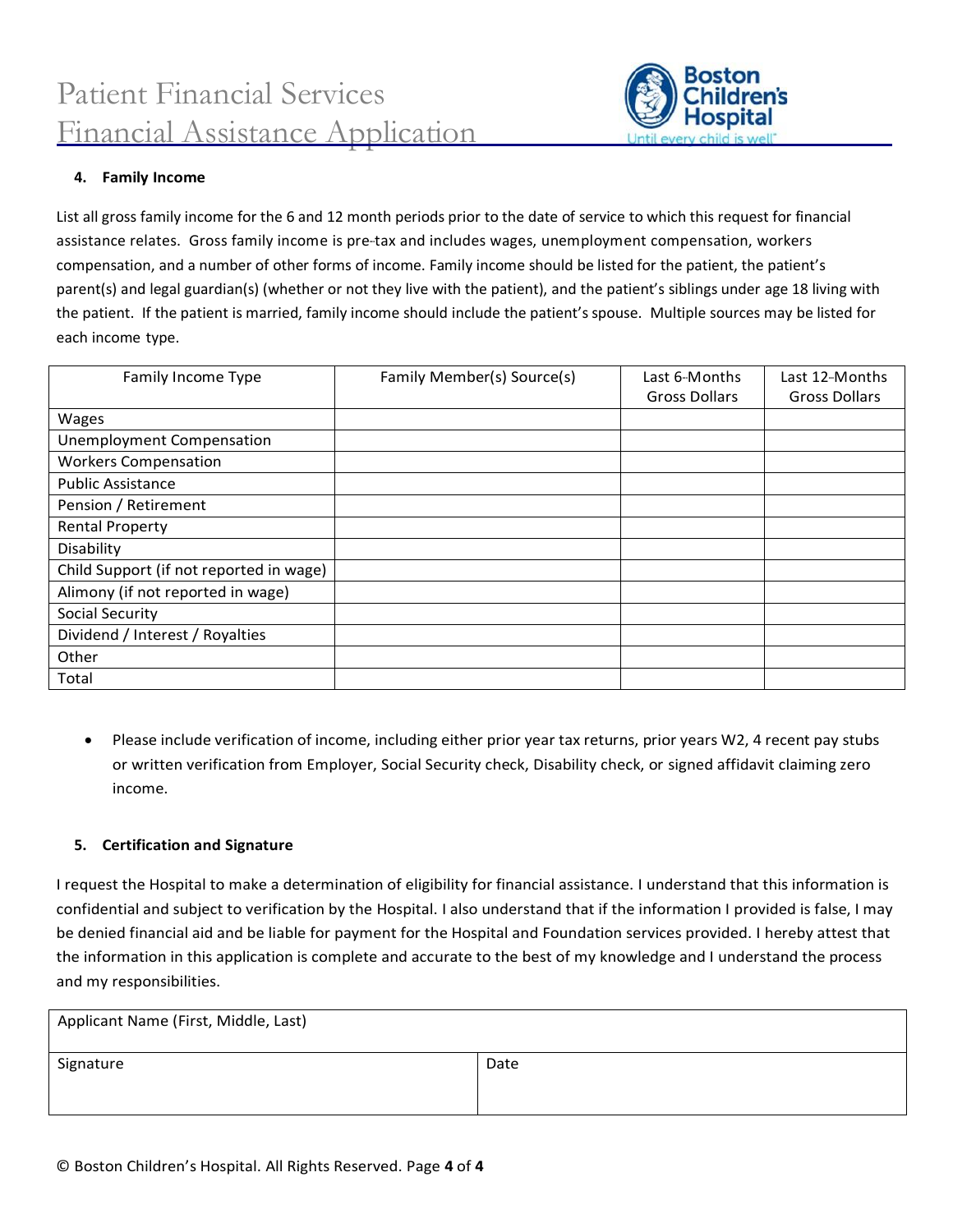# Patient Financial Services
# Financial Assistance Application

### 4. Family Income

List all gross family income for the 6 and 12 month periods prior to the date of service to which this request for financial assistance relates. Gross family income is pre-tax and includes wages, unemployment compensation, workers compensation, and a number of other forms of income. Family income should be listed for the patient, the patient's parent(s) and legal guardian(s) (whether or not they live with the patient), and the patient's siblings under age 18 living with the patient. If the patient is married, family income should include the patient's spouse. Multiple sources may be listed for each income type.

| Family Income Type | Family Member(s) Source(s) | Last 6-Months Gross Dollars | Last 12-Months Gross Dollars |
|---|---|---|---|
| Wages | | | |
| Unemployment Compensation | | | |
| Workers Compensation | | | |
| Public Assistance | | | |
| Pension / Retirement | | | |
| Rental Property | | | |
| Disability | | | |
| Child Support (if not reported in wage) | | | |
| Alimony (if not reported in wage) | | | |
| Social Security | | | |
| Dividend / Interest / Royalties | | | |
| Other | | | |
| Total | | | |

- Please include verification of income, including either prior year tax returns, prior years W2, 4 recent pay stubs or written verification from Employer, Social Security check, Disability check, or signed affidavit claiming zero income.

### 5. Certification and Signature

I request the Hospital to make a determination of eligibility for financial assistance. I understand that this information is confidential and subject to verification by the Hospital. I also understand that if the information I provided is false, I may be denied financial aid and be liable for payment for the Hospital and Foundation services provided. I hereby attest that the information in this application is complete and accurate to the best of my knowledge and I understand the process and my responsibilities.

| Applicant Name (First, Middle, Last) | |
|---|---|
| Signature | Date |